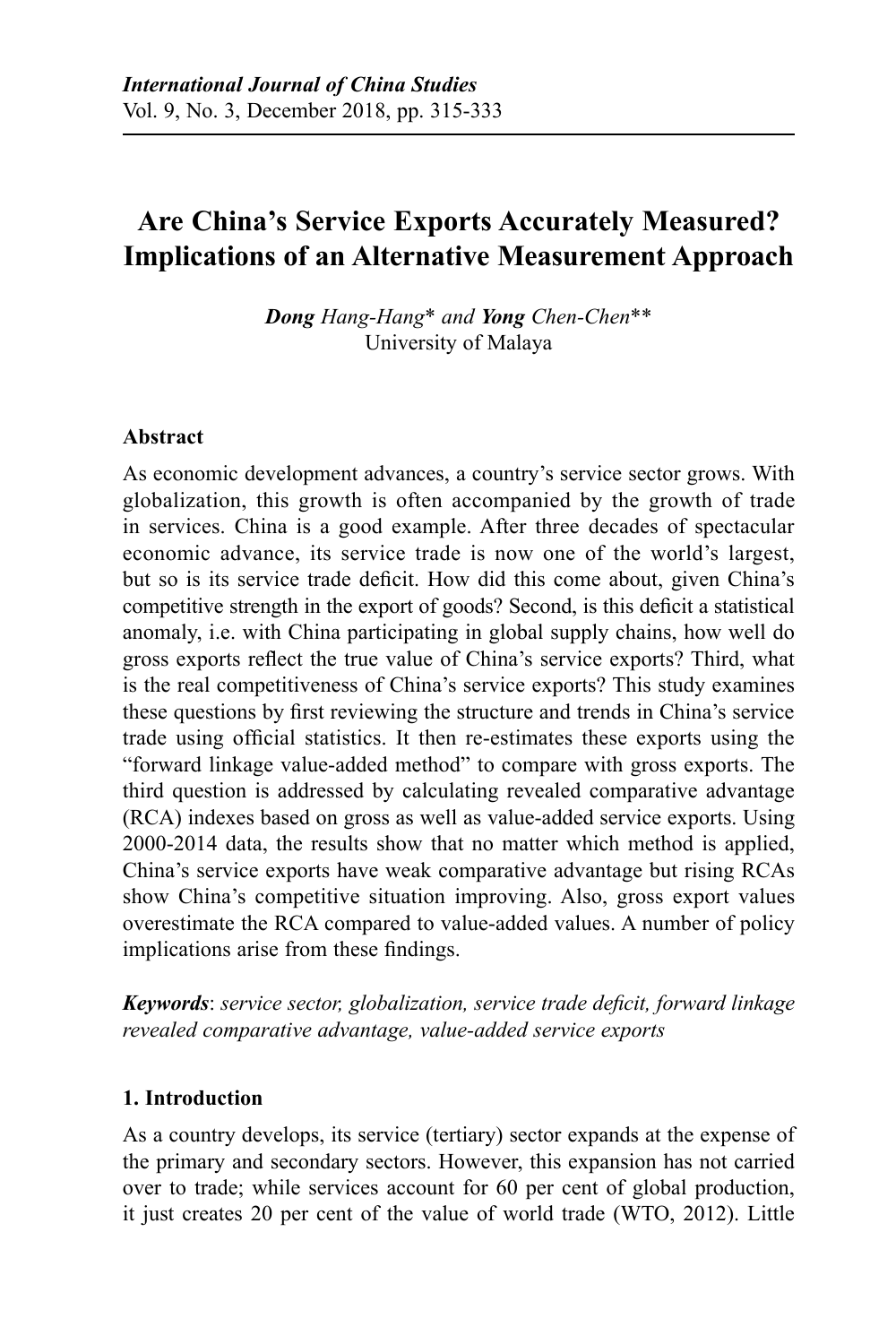# Are China's Service Exports Accurately Measured? Implications of an Alternative Measurement Approach

***Dong*** *Hang-Hang*\* *and* ***Yong*** *Chen-Chen*\*\*
University of Malaya

## Abstract

As economic development advances, a country's service sector grows. With globalization, this growth is often accompanied by the growth of trade in services. China is a good example. After three decades of spectacular economic advance, its service trade is now one of the world's largest, but so is its service trade deficit. How did this come about, given China's competitive strength in the export of goods? Second, is this deficit a statistical anomaly, i.e. with China participating in global supply chains, how well do gross exports reflect the true value of China's service exports? Third, what is the real competitiveness of China's service exports? This study examines these questions by first reviewing the structure and trends in China's service trade using official statistics. It then re-estimates these exports using the "forward linkage value-added method" to compare with gross exports. The third question is addressed by calculating revealed comparative advantage (RCA) indexes based on gross as well as value-added service exports. Using 2000-2014 data, the results show that no matter which method is applied, China's service exports have weak comparative advantage but rising RCAs show China's competitive situation improving. Also, gross export values overestimate the RCA compared to value-added values. A number of policy implications arise from these findings.

***Keywords***: *service sector, globalization, service trade deficit, forward linkage revealed comparative advantage, value-added service exports*

## 1. Introduction

As a country develops, its service (tertiary) sector expands at the expense of the primary and secondary sectors. However, this expansion has not carried over to trade; while services account for 60 per cent of global production, it just creates 20 per cent of the value of world trade (WTO, 2012). Little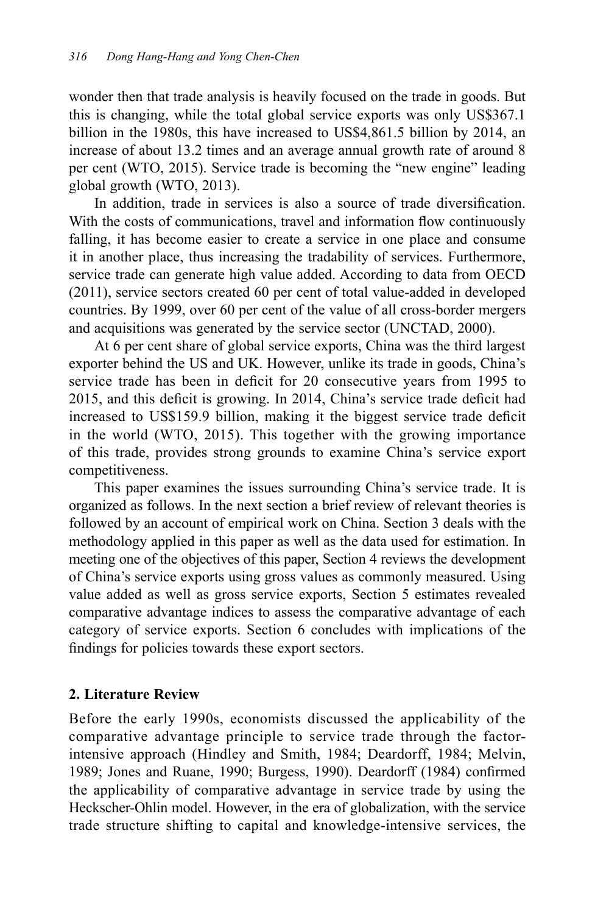wonder then that trade analysis is heavily focused on the trade in goods. But this is changing, while the total global service exports was only US$367.1 billion in the 1980s, this have increased to US$4,861.5 billion by 2014, an increase of about 13.2 times and an average annual growth rate of around 8 per cent (WTO, 2015). Service trade is becoming the "new engine" leading global growth (WTO, 2013).

In addition, trade in services is also a source of trade diversification. With the costs of communications, travel and information flow continuously falling, it has become easier to create a service in one place and consume it in another place, thus increasing the tradability of services. Furthermore, service trade can generate high value added. According to data from OECD (2011), service sectors created 60 per cent of total value-added in developed countries. By 1999, over 60 per cent of the value of all cross-border mergers and acquisitions was generated by the service sector (UNCTAD, 2000).

At 6 per cent share of global service exports, China was the third largest exporter behind the US and UK. However, unlike its trade in goods, China's service trade has been in deficit for 20 consecutive years from 1995 to 2015, and this deficit is growing. In 2014, China's service trade deficit had increased to US$159.9 billion, making it the biggest service trade deficit in the world (WTO, 2015). This together with the growing importance of this trade, provides strong grounds to examine China's service export competitiveness.

This paper examines the issues surrounding China's service trade. It is organized as follows. In the next section a brief review of relevant theories is followed by an account of empirical work on China. Section 3 deals with the methodology applied in this paper as well as the data used for estimation. In meeting one of the objectives of this paper, Section 4 reviews the development of China's service exports using gross values as commonly measured. Using value added as well as gross service exports, Section 5 estimates revealed comparative advantage indices to assess the comparative advantage of each category of service exports. Section 6 concludes with implications of the findings for policies towards these export sectors.

## 2. Literature Review

Before the early 1990s, economists discussed the applicability of the comparative advantage principle to service trade through the factor-intensive approach (Hindley and Smith, 1984; Deardorff, 1984; Melvin, 1989; Jones and Ruane, 1990; Burgess, 1990). Deardorff (1984) confirmed the applicability of comparative advantage in service trade by using the Heckscher-Ohlin model. However, in the era of globalization, with the service trade structure shifting to capital and knowledge-intensive services, the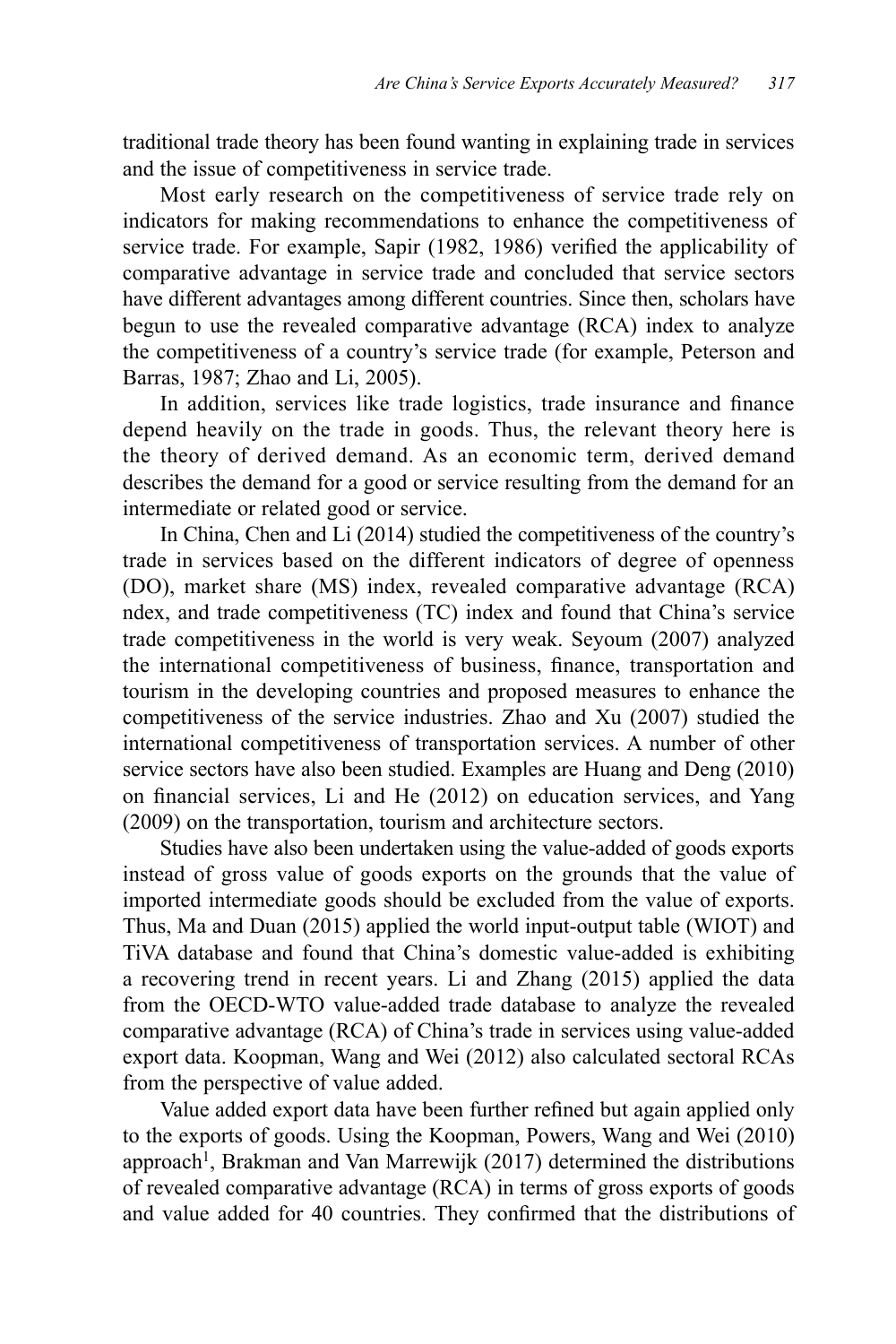traditional trade theory has been found wanting in explaining trade in services and the issue of competitiveness in service trade.

Most early research on the competitiveness of service trade rely on indicators for making recommendations to enhance the competitiveness of service trade. For example, Sapir (1982, 1986) verified the applicability of comparative advantage in service trade and concluded that service sectors have different advantages among different countries. Since then, scholars have begun to use the revealed comparative advantage (RCA) index to analyze the competitiveness of a country's service trade (for example, Peterson and Barras, 1987; Zhao and Li, 2005).

In addition, services like trade logistics, trade insurance and finance depend heavily on the trade in goods. Thus, the relevant theory here is the theory of derived demand. As an economic term, derived demand describes the demand for a good or service resulting from the demand for an intermediate or related good or service.

In China, Chen and Li (2014) studied the competitiveness of the country's trade in services based on the different indicators of degree of openness (DO), market share (MS) index, revealed comparative advantage (RCA) ndex, and trade competitiveness (TC) index and found that China's service trade competitiveness in the world is very weak. Seyoum (2007) analyzed the international competitiveness of business, finance, transportation and tourism in the developing countries and proposed measures to enhance the competitiveness of the service industries. Zhao and Xu (2007) studied the international competitiveness of transportation services. A number of other service sectors have also been studied. Examples are Huang and Deng (2010) on financial services, Li and He (2012) on education services, and Yang (2009) on the transportation, tourism and architecture sectors.

Studies have also been undertaken using the value-added of goods exports instead of gross value of goods exports on the grounds that the value of imported intermediate goods should be excluded from the value of exports. Thus, Ma and Duan (2015) applied the world input-output table (WIOT) and TiVA database and found that China's domestic value-added is exhibiting a recovering trend in recent years. Li and Zhang (2015) applied the data from the OECD-WTO value-added trade database to analyze the revealed comparative advantage (RCA) of China's trade in services using value-added export data. Koopman, Wang and Wei (2012) also calculated sectoral RCAs from the perspective of value added.

Value added export data have been further refined but again applied only to the exports of goods. Using the Koopman, Powers, Wang and Wei (2010) approach[1], Brakman and Van Marrewijk (2017) determined the distributions of revealed comparative advantage (RCA) in terms of gross exports of goods and value added for 40 countries. They confirmed that the distributions of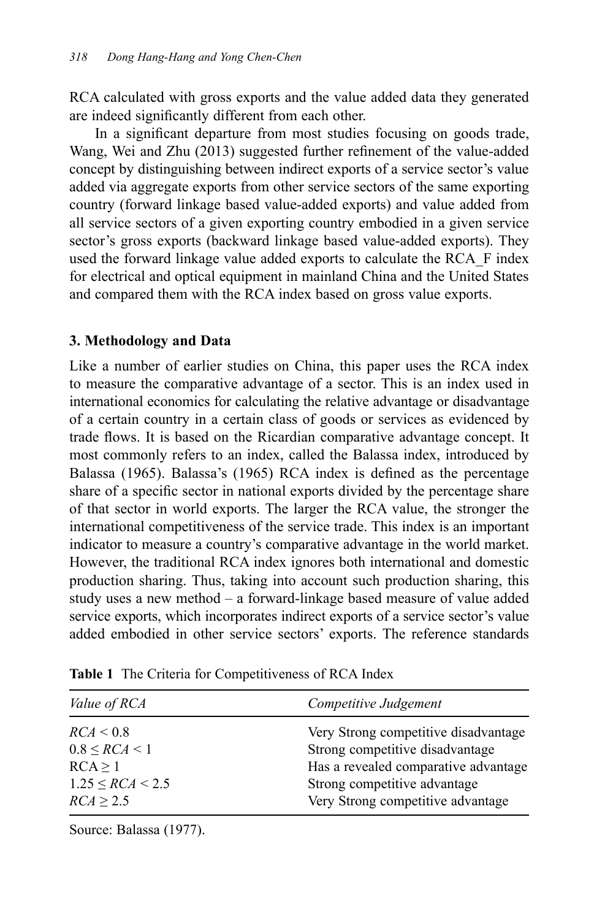RCA calculated with gross exports and the value added data they generated are indeed significantly different from each other.

In a significant departure from most studies focusing on goods trade, Wang, Wei and Zhu (2013) suggested further refinement of the value-added concept by distinguishing between indirect exports of a service sector's value added via aggregate exports from other service sectors of the same exporting country (forward linkage based value-added exports) and value added from all service sectors of a given exporting country embodied in a given service sector's gross exports (backward linkage based value-added exports). They used the forward linkage value added exports to calculate the RCA_F index for electrical and optical equipment in mainland China and the United States and compared them with the RCA index based on gross value exports.

## 3. Methodology and Data

Like a number of earlier studies on China, this paper uses the RCA index to measure the comparative advantage of a sector. This is an index used in international economics for calculating the relative advantage or disadvantage of a certain country in a certain class of goods or services as evidenced by trade flows. It is based on the Ricardian comparative advantage concept. It most commonly refers to an index, called the Balassa index, introduced by Balassa (1965). Balassa's (1965) RCA index is defined as the percentage share of a specific sector in national exports divided by the percentage share of that sector in world exports. The larger the RCA value, the stronger the international competitiveness of the service trade. This index is an important indicator to measure a country's comparative advantage in the world market. However, the traditional RCA index ignores both international and domestic production sharing. Thus, taking into account such production sharing, this study uses a new method – a forward-linkage based measure of value added service exports, which incorporates indirect exports of a service sector's value added embodied in other service sectors' exports. The reference standards

**Table 1** The Criteria for Competitiveness of RCA Index

| *Value of RCA* | *Competitive Judgement* |
|---|---|
| $RCA < 0.8$ | Very Strong competitive disadvantage |
| $0.8 \leq RCA < 1$ | Strong competitive disadvantage |
| $RCA \geq 1$ | Has a revealed comparative advantage |
| $1.25 \leq RCA < 2.5$ | Strong competitive advantage |
| $RCA \geq 2.5$ | Very Strong competitive advantage |

Source: Balassa (1977).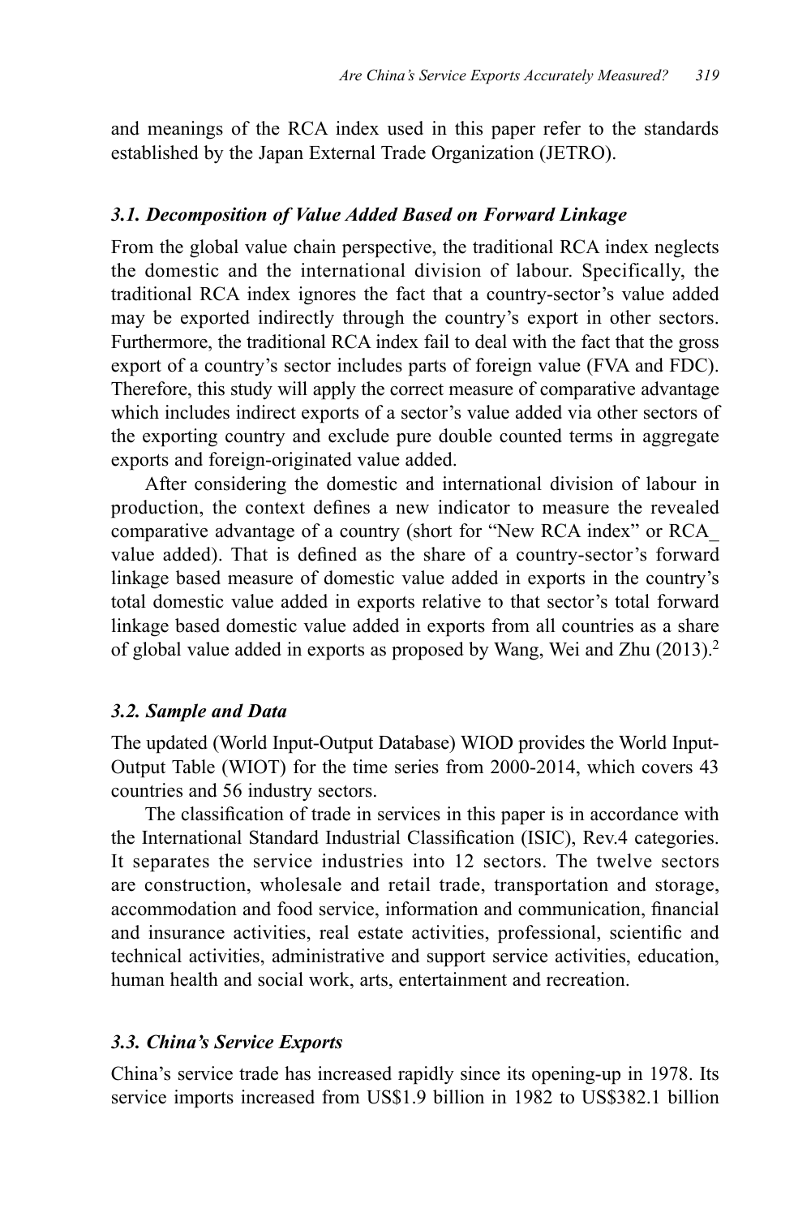and meanings of the RCA index used in this paper refer to the standards established by the Japan External Trade Organization (JETRO).

### *3.1. Decomposition of Value Added Based on Forward Linkage*

From the global value chain perspective, the traditional RCA index neglects the domestic and the international division of labour. Specifically, the traditional RCA index ignores the fact that a country-sector's value added may be exported indirectly through the country's export in other sectors. Furthermore, the traditional RCA index fail to deal with the fact that the gross export of a country's sector includes parts of foreign value (FVA and FDC). Therefore, this study will apply the correct measure of comparative advantage which includes indirect exports of a sector's value added via other sectors of the exporting country and exclude pure double counted terms in aggregate exports and foreign-originated value added.

After considering the domestic and international division of labour in production, the context defines a new indicator to measure the revealed comparative advantage of a country (short for "New RCA index" or RCA_ value added). That is defined as the share of a country-sector's forward linkage based measure of domestic value added in exports in the country's total domestic value added in exports relative to that sector's total forward linkage based domestic value added in exports from all countries as a share of global value added in exports as proposed by Wang, Wei and Zhu (2013).[2]

### *3.2. Sample and Data*

The updated (World Input-Output Database) WIOD provides the World Input-Output Table (WIOT) for the time series from 2000-2014, which covers 43 countries and 56 industry sectors.

The classification of trade in services in this paper is in accordance with the International Standard Industrial Classification (ISIC), Rev.4 categories. It separates the service industries into 12 sectors. The twelve sectors are construction, wholesale and retail trade, transportation and storage, accommodation and food service, information and communication, financial and insurance activities, real estate activities, professional, scientific and technical activities, administrative and support service activities, education, human health and social work, arts, entertainment and recreation.

### *3.3. China's Service Exports*

China's service trade has increased rapidly since its opening-up in 1978. Its service imports increased from US$1.9 billion in 1982 to US$382.1 billion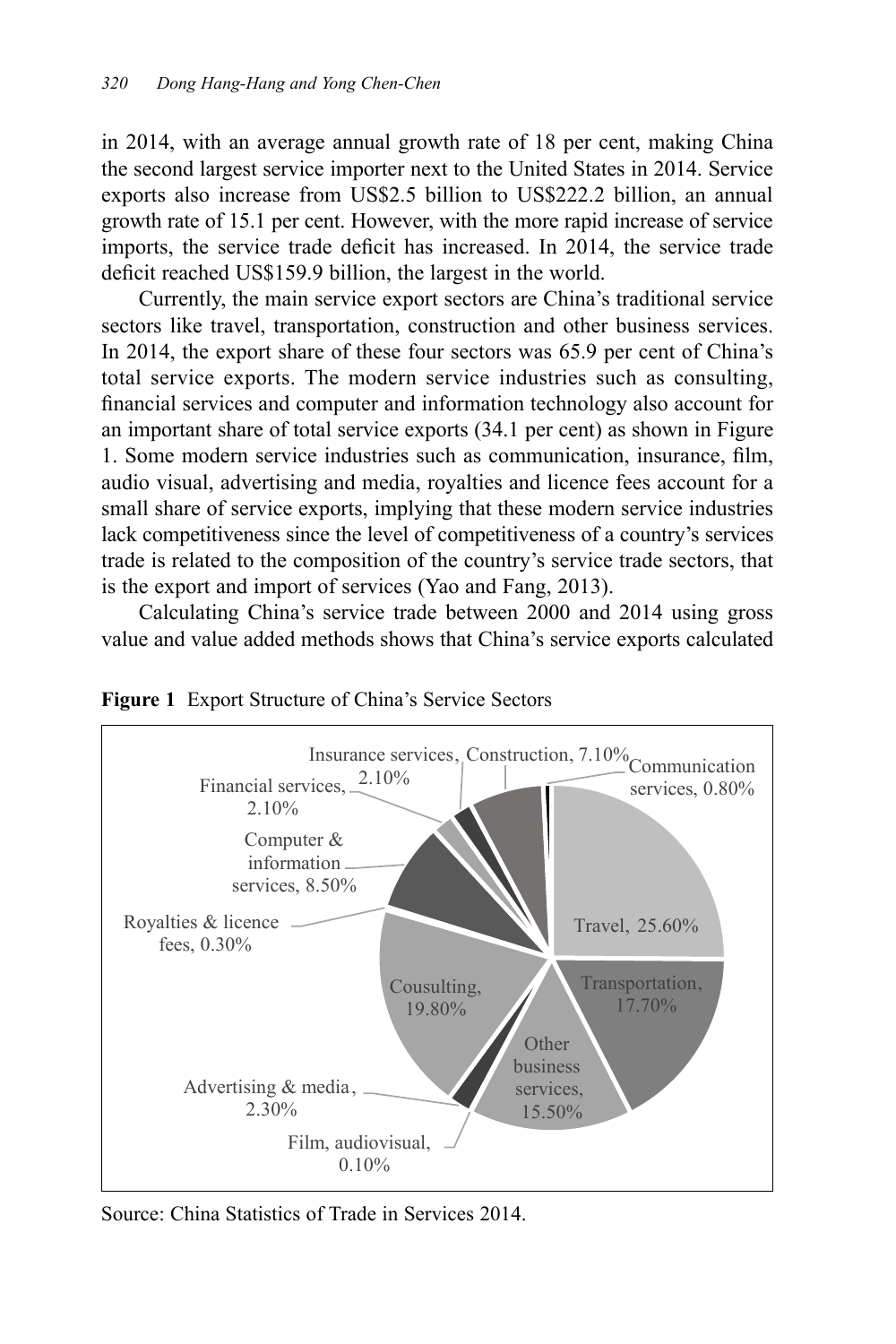in 2014, with an average annual growth rate of 18 per cent, making China the second largest service importer next to the United States in 2014. Service exports also increase from US$2.5 billion to US$222.2 billion, an annual growth rate of 15.1 per cent. However, with the more rapid increase of service imports, the service trade deficit has increased. In 2014, the service trade deficit reached US$159.9 billion, the largest in the world.

Currently, the main service export sectors are China's traditional service sectors like travel, transportation, construction and other business services. In 2014, the export share of these four sectors was 65.9 per cent of China's total service exports. The modern service industries such as consulting, financial services and computer and information technology also account for an important share of total service exports (34.1 per cent) as shown in Figure 1. Some modern service industries such as communication, insurance, film, audio visual, advertising and media, royalties and licence fees account for a small share of service exports, implying that these modern service industries lack competitiveness since the level of competitiveness of a country's services trade is related to the composition of the country's service trade sectors, that is the export and import of services (Yao and Fang, 2013).

Calculating China's service trade between 2000 and 2014 using gross value and value added methods shows that China's service exports calculated

**Figure 1** Export Structure of China's Service Sectors

| Sector | Share |
|---|---|
| Travel | 25.60% |
| Transportation | 17.70% |
| Other business services | 15.50% |
| Film, audiovisual | 0.10% |
| Advertising & media | 2.30% |
| Cousulting | 19.80% |
| Royalties & licence fees | 0.30% |
| Computer & information services | 8.50% |
| Financial services | 2.10% |
| Insurance services | 2.10% |
| Construction | 7.10% |
| Communication services | 0.80% |

Source: China Statistics of Trade in Services 2014.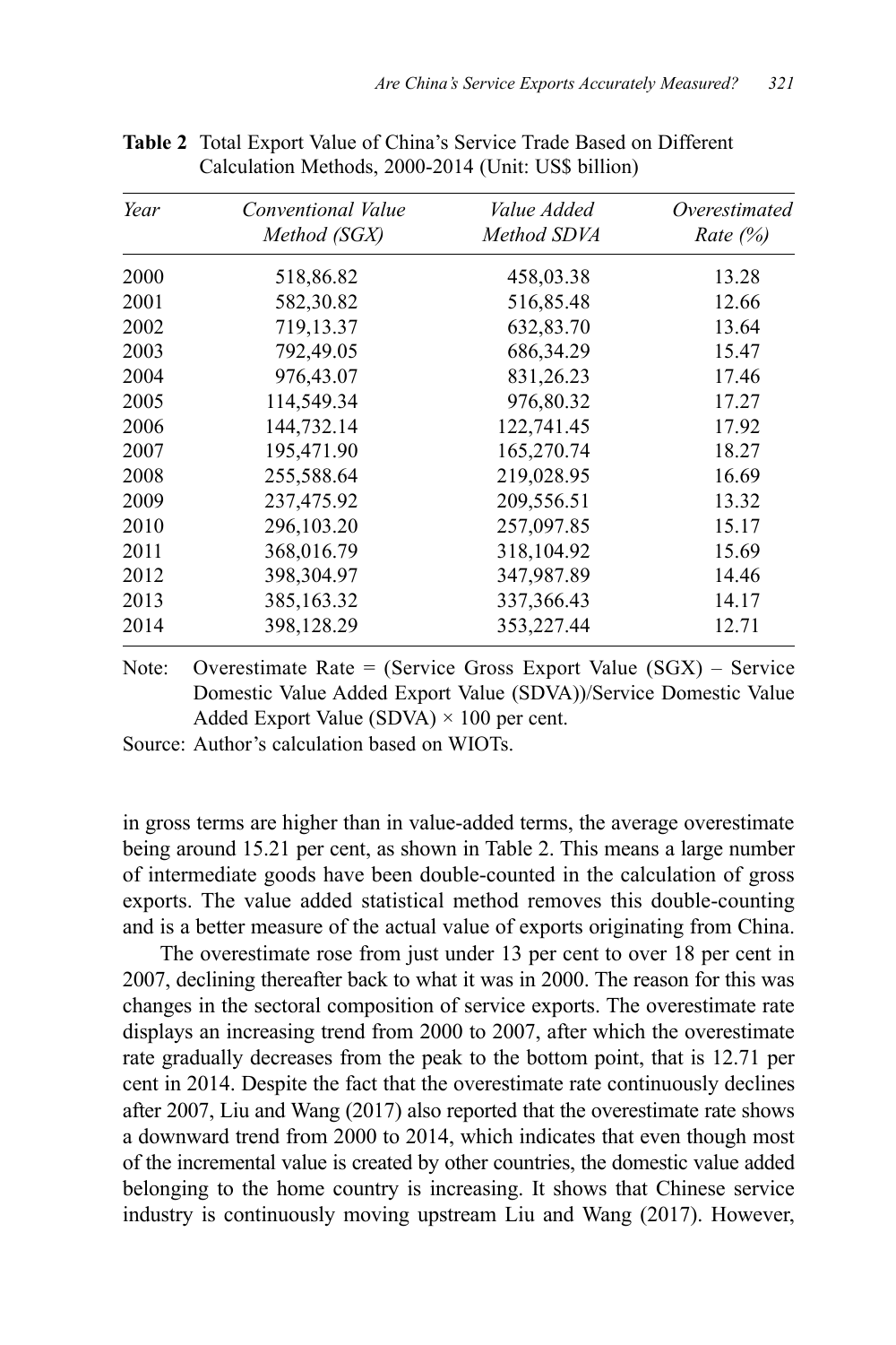**Table 2** Total Export Value of China's Service Trade Based on Different Calculation Methods, 2000-2014 (Unit: US$ billion)

| *Year* | *Conventional Value Method (SGX)* | *Value Added Method SDVA* | *Overestimated Rate (%)* |
|---|---|---|---|
| 2000 | 518,86.82 | 458,03.38 | 13.28 |
| 2001 | 582,30.82 | 516,85.48 | 12.66 |
| 2002 | 719,13.37 | 632,83.70 | 13.64 |
| 2003 | 792,49.05 | 686,34.29 | 15.47 |
| 2004 | 976,43.07 | 831,26.23 | 17.46 |
| 2005 | 114,549.34 | 976,80.32 | 17.27 |
| 2006 | 144,732.14 | 122,741.45 | 17.92 |
| 2007 | 195,471.90 | 165,270.74 | 18.27 |
| 2008 | 255,588.64 | 219,028.95 | 16.69 |
| 2009 | 237,475.92 | 209,556.51 | 13.32 |
| 2010 | 296,103.20 | 257,097.85 | 15.17 |
| 2011 | 368,016.79 | 318,104.92 | 15.69 |
| 2012 | 398,304.97 | 347,987.89 | 14.46 |
| 2013 | 385,163.32 | 337,366.43 | 14.17 |
| 2014 | 398,128.29 | 353,227.44 | 12.71 |

Note: Overestimate Rate = (Service Gross Export Value (SGX) – Service Domestic Value Added Export Value (SDVA))/Service Domestic Value Added Export Value (SDVA) × 100 per cent.

Source: Author's calculation based on WIOTs.

in gross terms are higher than in value-added terms, the average overestimate being around 15.21 per cent, as shown in Table 2. This means a large number of intermediate goods have been double-counted in the calculation of gross exports. The value added statistical method removes this double-counting and is a better measure of the actual value of exports originating from China.

The overestimate rose from just under 13 per cent to over 18 per cent in 2007, declining thereafter back to what it was in 2000. The reason for this was changes in the sectoral composition of service exports. The overestimate rate displays an increasing trend from 2000 to 2007, after which the overestimate rate gradually decreases from the peak to the bottom point, that is 12.71 per cent in 2014. Despite the fact that the overestimate rate continuously declines after 2007, Liu and Wang (2017) also reported that the overestimate rate shows a downward trend from 2000 to 2014, which indicates that even though most of the incremental value is created by other countries, the domestic value added belonging to the home country is increasing. It shows that Chinese service industry is continuously moving upstream Liu and Wang (2017). However,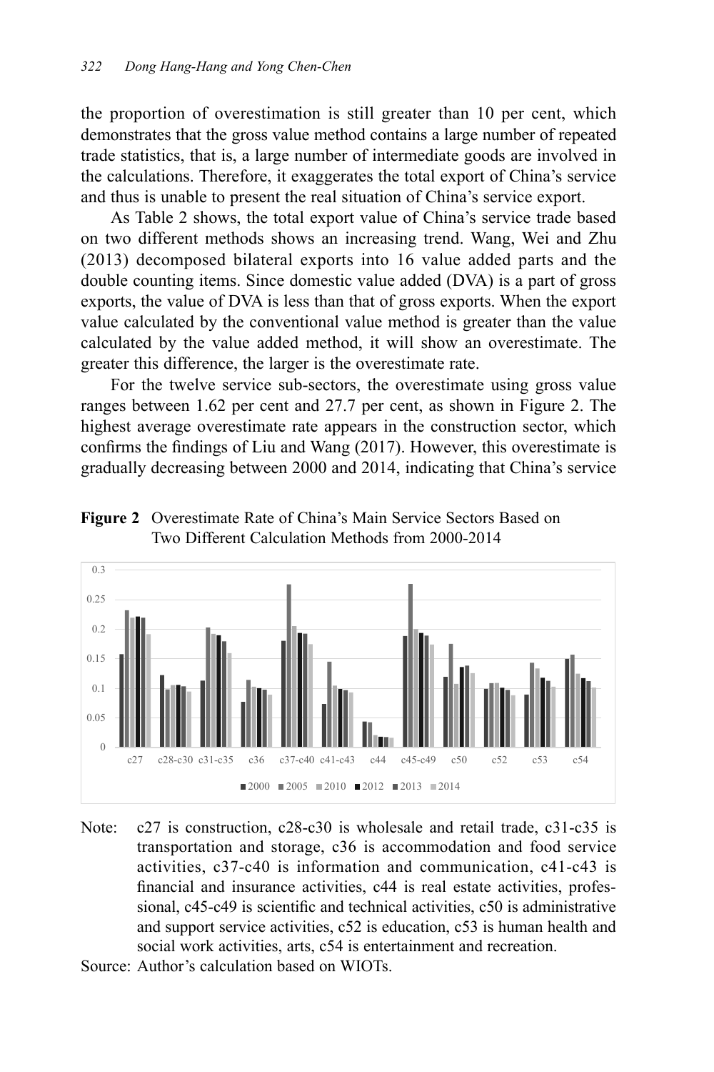the proportion of overestimation is still greater than 10 per cent, which demonstrates that the gross value method contains a large number of repeated trade statistics, that is, a large number of intermediate goods are involved in the calculations. Therefore, it exaggerates the total export of China's service and thus is unable to present the real situation of China's service export.

As Table 2 shows, the total export value of China's service trade based on two different methods shows an increasing trend. Wang, Wei and Zhu (2013) decomposed bilateral exports into 16 value added parts and the double counting items. Since domestic value added (DVA) is a part of gross exports, the value of DVA is less than that of gross exports. When the export value calculated by the conventional value method is greater than the value calculated by the value added method, it will show an overestimate. The greater this difference, the larger is the overestimate rate.

For the twelve service sub-sectors, the overestimate using gross value ranges between 1.62 per cent and 27.7 per cent, as shown in Figure 2. The highest average overestimate rate appears in the construction sector, which confirms the findings of Liu and Wang (2017). However, this overestimate is gradually decreasing between 2000 and 2014, indicating that China's service

**Figure 2** Overestimate Rate of China's Main Service Sectors Based on Two Different Calculation Methods from 2000-2014

Note: c27 is construction, c28-c30 is wholesale and retail trade, c31-c35 is transportation and storage, c36 is accommodation and food service activities, c37-c40 is information and communication, c41-c43 is financial and insurance activities, c44 is real estate activities, professional, c45-c49 is scientific and technical activities, c50 is administrative and support service activities, c52 is education, c53 is human health and social work activities, arts, c54 is entertainment and recreation.

Source: Author's calculation based on WIOTs.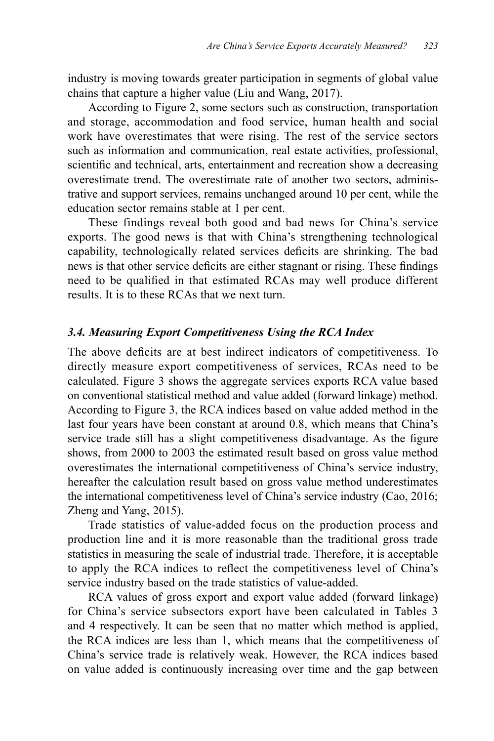industry is moving towards greater participation in segments of global value chains that capture a higher value (Liu and Wang, 2017).

According to Figure 2, some sectors such as construction, transportation and storage, accommodation and food service, human health and social work have overestimates that were rising. The rest of the service sectors such as information and communication, real estate activities, professional, scientific and technical, arts, entertainment and recreation show a decreasing overestimate trend. The overestimate rate of another two sectors, administrative and support services, remains unchanged around 10 per cent, while the education sector remains stable at 1 per cent.

These findings reveal both good and bad news for China's service exports. The good news is that with China's strengthening technological capability, technologically related services deficits are shrinking. The bad news is that other service deficits are either stagnant or rising. These findings need to be qualified in that estimated RCAs may well produce different results. It is to these RCAs that we next turn.

### *3.4. Measuring Export Competitiveness Using the RCA Index*

The above deficits are at best indirect indicators of competitiveness. To directly measure export competitiveness of services, RCAs need to be calculated. Figure 3 shows the aggregate services exports RCA value based on conventional statistical method and value added (forward linkage) method. According to Figure 3, the RCA indices based on value added method in the last four years have been constant at around 0.8, which means that China's service trade still has a slight competitiveness disadvantage. As the figure shows, from 2000 to 2003 the estimated result based on gross value method overestimates the international competitiveness of China's service industry, hereafter the calculation result based on gross value method underestimates the international competitiveness level of China's service industry (Cao, 2016; Zheng and Yang, 2015).

Trade statistics of value-added focus on the production process and production line and it is more reasonable than the traditional gross trade statistics in measuring the scale of industrial trade. Therefore, it is acceptable to apply the RCA indices to reflect the competitiveness level of China's service industry based on the trade statistics of value-added.

RCA values of gross export and export value added (forward linkage) for China's service subsectors export have been calculated in Tables 3 and 4 respectively. It can be seen that no matter which method is applied, the RCA indices are less than 1, which means that the competitiveness of China's service trade is relatively weak. However, the RCA indices based on value added is continuously increasing over time and the gap between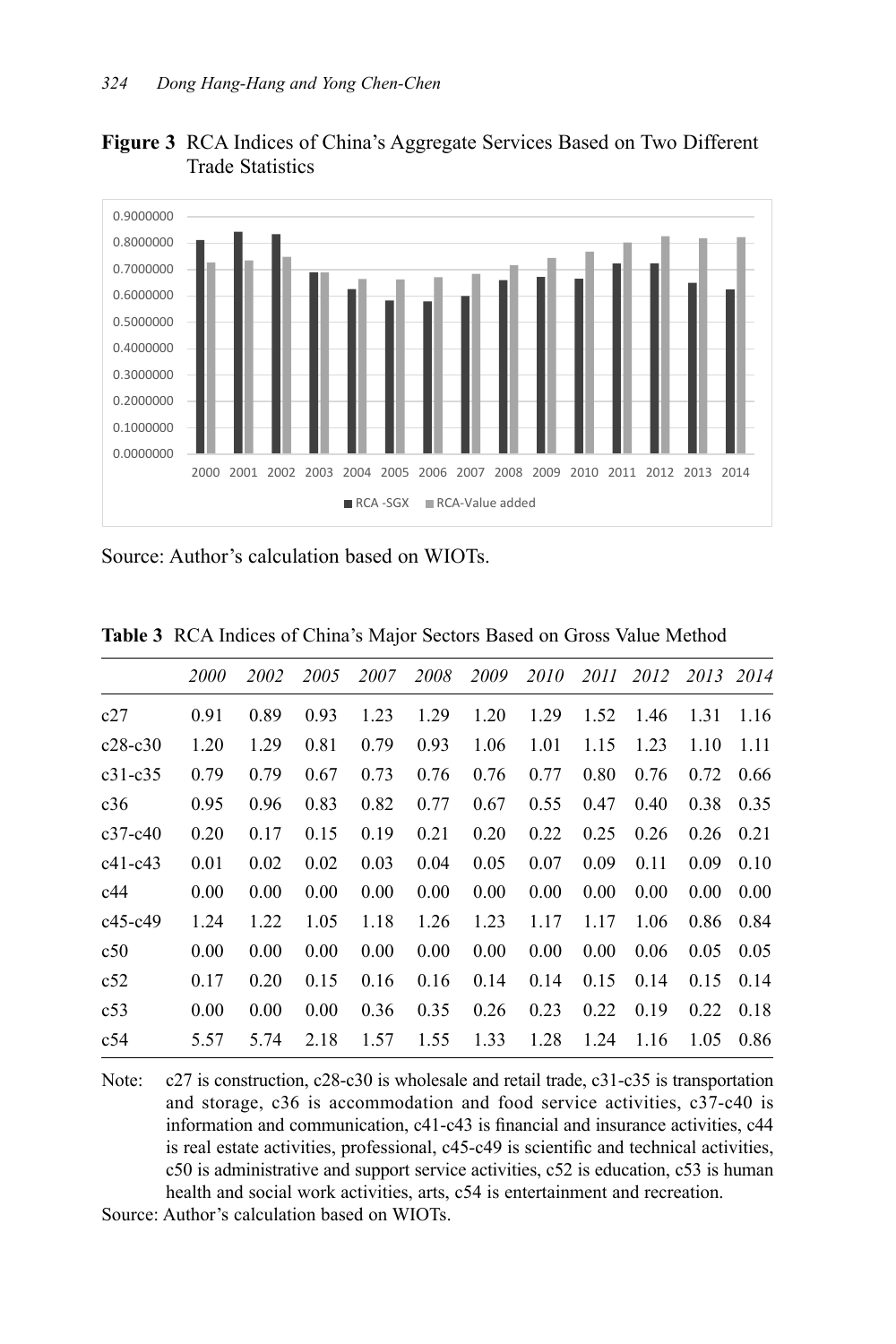**Figure 3** RCA Indices of China's Aggregate Services Based on Two Different Trade Statistics

Source: Author's calculation based on WIOTs.

**Table 3** RCA Indices of China's Major Sectors Based on Gross Value Method

| | *2000* | *2002* | *2005* | *2007* | *2008* | *2009* | *2010* | *2011* | *2012* | *2013* | *2014* |
|---|---|---|---|---|---|---|---|---|---|---|---|
| c27 | 0.91 | 0.89 | 0.93 | 1.23 | 1.29 | 1.20 | 1.29 | 1.52 | 1.46 | 1.31 | 1.16 |
| c28-c30 | 1.20 | 1.29 | 0.81 | 0.79 | 0.93 | 1.06 | 1.01 | 1.15 | 1.23 | 1.10 | 1.11 |
| c31-c35 | 0.79 | 0.79 | 0.67 | 0.73 | 0.76 | 0.76 | 0.77 | 0.80 | 0.76 | 0.72 | 0.66 |
| c36 | 0.95 | 0.96 | 0.83 | 0.82 | 0.77 | 0.67 | 0.55 | 0.47 | 0.40 | 0.38 | 0.35 |
| c37-c40 | 0.20 | 0.17 | 0.15 | 0.19 | 0.21 | 0.20 | 0.22 | 0.25 | 0.26 | 0.26 | 0.21 |
| c41-c43 | 0.01 | 0.02 | 0.02 | 0.03 | 0.04 | 0.05 | 0.07 | 0.09 | 0.11 | 0.09 | 0.10 |
| c44 | 0.00 | 0.00 | 0.00 | 0.00 | 0.00 | 0.00 | 0.00 | 0.00 | 0.00 | 0.00 | 0.00 |
| c45-c49 | 1.24 | 1.22 | 1.05 | 1.18 | 1.26 | 1.23 | 1.17 | 1.17 | 1.06 | 0.86 | 0.84 |
| c50 | 0.00 | 0.00 | 0.00 | 0.00 | 0.00 | 0.00 | 0.00 | 0.00 | 0.06 | 0.05 | 0.05 |
| c52 | 0.17 | 0.20 | 0.15 | 0.16 | 0.16 | 0.14 | 0.14 | 0.15 | 0.14 | 0.15 | 0.14 |
| c53 | 0.00 | 0.00 | 0.00 | 0.36 | 0.35 | 0.26 | 0.23 | 0.22 | 0.19 | 0.22 | 0.18 |
| c54 | 5.57 | 5.74 | 2.18 | 1.57 | 1.55 | 1.33 | 1.28 | 1.24 | 1.16 | 1.05 | 0.86 |

Note: c27 is construction, c28-c30 is wholesale and retail trade, c31-c35 is transportation and storage, c36 is accommodation and food service activities, c37-c40 is information and communication, c41-c43 is financial and insurance activities, c44 is real estate activities, professional, c45-c49 is scientific and technical activities, c50 is administrative and support service activities, c52 is education, c53 is human health and social work activities, arts, c54 is entertainment and recreation.

Source: Author's calculation based on WIOTs.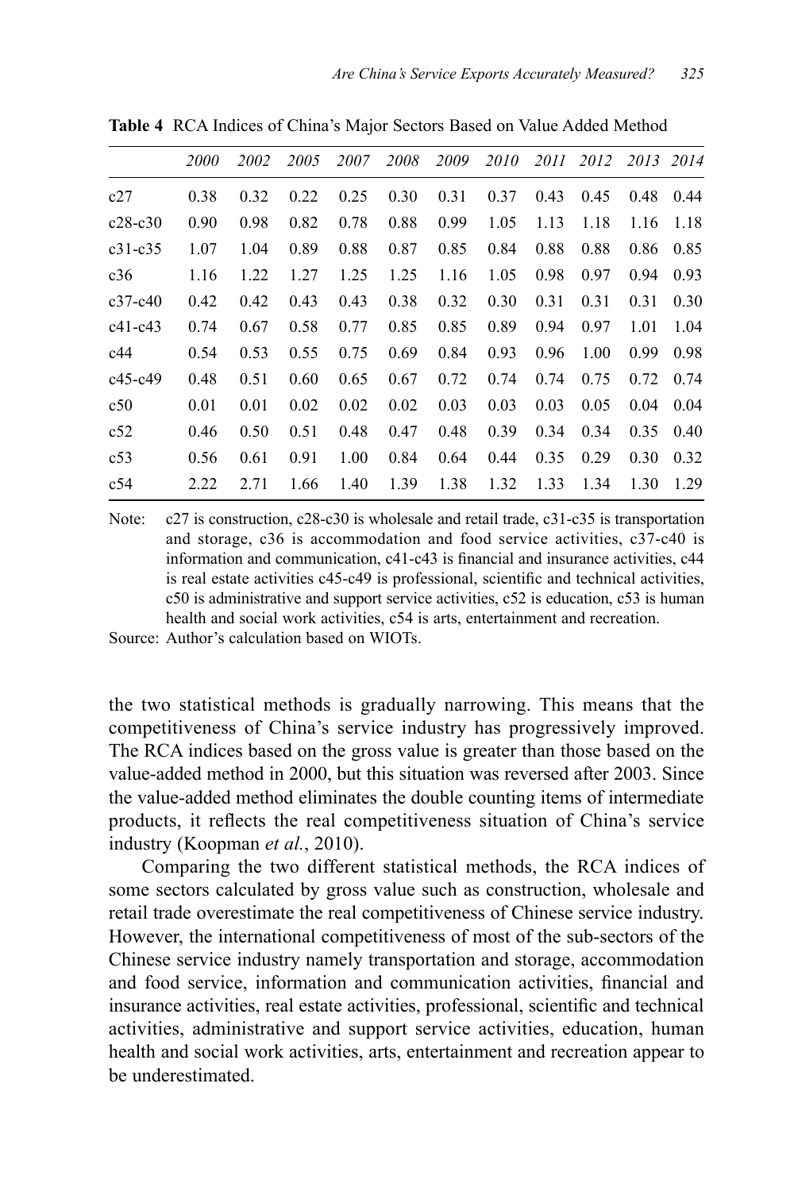**Table 4** RCA Indices of China's Major Sectors Based on Value Added Method

| | *2000* | *2002* | *2005* | *2007* | *2008* | *2009* | *2010* | *2011* | *2012* | *2013* | *2014* |
|---|---|---|---|---|---|---|---|---|---|---|---|
| c27 | 0.38 | 0.32 | 0.22 | 0.25 | 0.30 | 0.31 | 0.37 | 0.43 | 0.45 | 0.48 | 0.44 |
| c28-c30 | 0.90 | 0.98 | 0.82 | 0.78 | 0.88 | 0.99 | 1.05 | 1.13 | 1.18 | 1.16 | 1.18 |
| c31-c35 | 1.07 | 1.04 | 0.89 | 0.88 | 0.87 | 0.85 | 0.84 | 0.88 | 0.88 | 0.86 | 0.85 |
| c36 | 1.16 | 1.22 | 1.27 | 1.25 | 1.25 | 1.16 | 1.05 | 0.98 | 0.97 | 0.94 | 0.93 |
| c37-c40 | 0.42 | 0.42 | 0.43 | 0.43 | 0.38 | 0.32 | 0.30 | 0.31 | 0.31 | 0.31 | 0.30 |
| c41-c43 | 0.74 | 0.67 | 0.58 | 0.77 | 0.85 | 0.85 | 0.89 | 0.94 | 0.97 | 1.01 | 1.04 |
| c44 | 0.54 | 0.53 | 0.55 | 0.75 | 0.69 | 0.84 | 0.93 | 0.96 | 1.00 | 0.99 | 0.98 |
| c45-c49 | 0.48 | 0.51 | 0.60 | 0.65 | 0.67 | 0.72 | 0.74 | 0.74 | 0.75 | 0.72 | 0.74 |
| c50 | 0.01 | 0.01 | 0.02 | 0.02 | 0.02 | 0.03 | 0.03 | 0.03 | 0.05 | 0.04 | 0.04 |
| c52 | 0.46 | 0.50 | 0.51 | 0.48 | 0.47 | 0.48 | 0.39 | 0.34 | 0.34 | 0.35 | 0.40 |
| c53 | 0.56 | 0.61 | 0.91 | 1.00 | 0.84 | 0.64 | 0.44 | 0.35 | 0.29 | 0.30 | 0.32 |
| c54 | 2.22 | 2.71 | 1.66 | 1.40 | 1.39 | 1.38 | 1.32 | 1.33 | 1.34 | 1.30 | 1.29 |

Note: c27 is construction, c28-c30 is wholesale and retail trade, c31-c35 is transportation and storage, c36 is accommodation and food service activities, c37-c40 is information and communication, c41-c43 is financial and insurance activities, c44 is real estate activities c45-c49 is professional, scientific and technical activities, c50 is administrative and support service activities, c52 is education, c53 is human health and social work activities, c54 is arts, entertainment and recreation.

Source: Author's calculation based on WIOTs.

the two statistical methods is gradually narrowing. This means that the competitiveness of China's service industry has progressively improved. The RCA indices based on the gross value is greater than those based on the value-added method in 2000, but this situation was reversed after 2003. Since the value-added method eliminates the double counting items of intermediate products, it reflects the real competitiveness situation of China's service industry (Koopman *et al.*, 2010).

Comparing the two different statistical methods, the RCA indices of some sectors calculated by gross value such as construction, wholesale and retail trade overestimate the real competitiveness of Chinese service industry. However, the international competitiveness of most of the sub-sectors of the Chinese service industry namely transportation and storage, accommodation and food service, information and communication activities, financial and insurance activities, real estate activities, professional, scientific and technical activities, administrative and support service activities, education, human health and social work activities, arts, entertainment and recreation appear to be underestimated.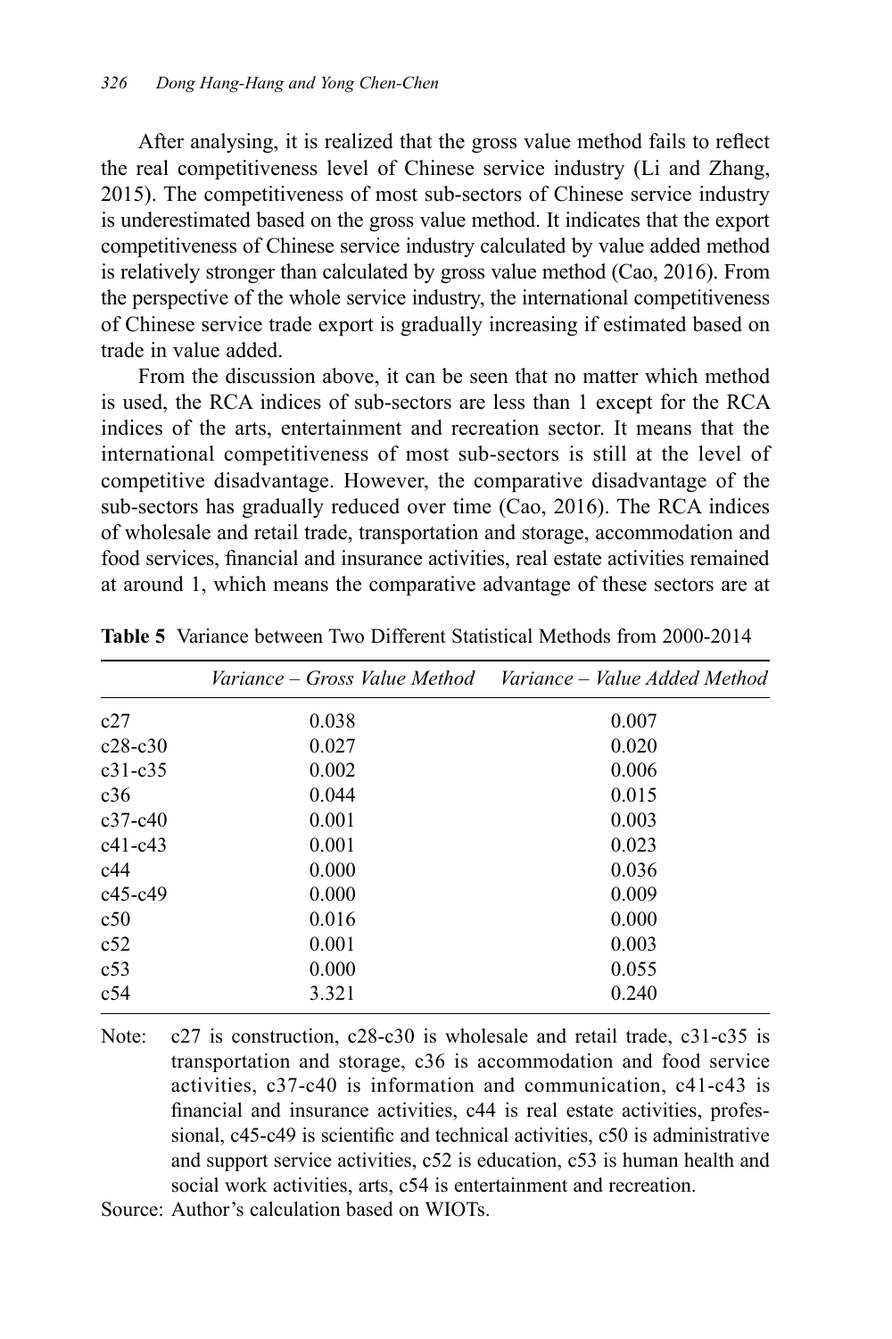After analysing, it is realized that the gross value method fails to reflect the real competitiveness level of Chinese service industry (Li and Zhang, 2015). The competitiveness of most sub-sectors of Chinese service industry is underestimated based on the gross value method. It indicates that the export competitiveness of Chinese service industry calculated by value added method is relatively stronger than calculated by gross value method (Cao, 2016). From the perspective of the whole service industry, the international competitiveness of Chinese service trade export is gradually increasing if estimated based on trade in value added.

From the discussion above, it can be seen that no matter which method is used, the RCA indices of sub-sectors are less than 1 except for the RCA indices of the arts, entertainment and recreation sector. It means that the international competitiveness of most sub-sectors is still at the level of competitive disadvantage. However, the comparative disadvantage of the sub-sectors has gradually reduced over time (Cao, 2016). The RCA indices of wholesale and retail trade, transportation and storage, accommodation and food services, financial and insurance activities, real estate activities remained at around 1, which means the comparative advantage of these sectors are at

**Table 5** Variance between Two Different Statistical Methods from 2000-2014

| | *Variance – Gross Value Method* | *Variance – Value Added Method* |
|---|---|---|
| c27 | 0.038 | 0.007 |
| c28-c30 | 0.027 | 0.020 |
| c31-c35 | 0.002 | 0.006 |
| c36 | 0.044 | 0.015 |
| c37-c40 | 0.001 | 0.003 |
| c41-c43 | 0.001 | 0.023 |
| c44 | 0.000 | 0.036 |
| c45-c49 | 0.000 | 0.009 |
| c50 | 0.016 | 0.000 |
| c52 | 0.001 | 0.003 |
| c53 | 0.000 | 0.055 |
| c54 | 3.321 | 0.240 |

Note: c27 is construction, c28-c30 is wholesale and retail trade, c31-c35 is transportation and storage, c36 is accommodation and food service activities, c37-c40 is information and communication, c41-c43 is financial and insurance activities, c44 is real estate activities, professional, c45-c49 is scientific and technical activities, c50 is administrative and support service activities, c52 is education, c53 is human health and social work activities, arts, c54 is entertainment and recreation.

Source: Author's calculation based on WIOTs.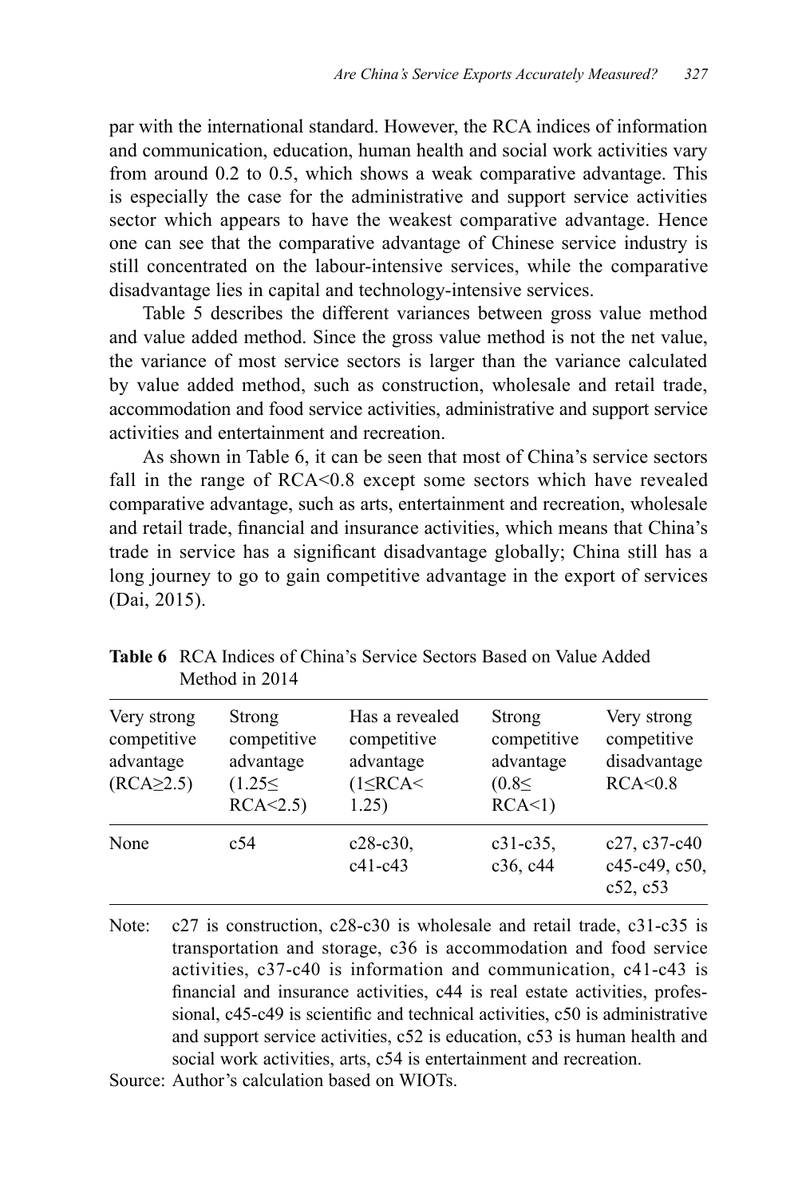par with the international standard. However, the RCA indices of information and communication, education, human health and social work activities vary from around 0.2 to 0.5, which shows a weak comparative advantage. This is especially the case for the administrative and support service activities sector which appears to have the weakest comparative advantage. Hence one can see that the comparative advantage of Chinese service industry is still concentrated on the labour-intensive services, while the comparative disadvantage lies in capital and technology-intensive services.

Table 5 describes the different variances between gross value method and value added method. Since the gross value method is not the net value, the variance of most service sectors is larger than the variance calculated by value added method, such as construction, wholesale and retail trade, accommodation and food service activities, administrative and support service activities and entertainment and recreation.

As shown in Table 6, it can be seen that most of China's service sectors fall in the range of RCA<0.8 except some sectors which have revealed comparative advantage, such as arts, entertainment and recreation, wholesale and retail trade, financial and insurance activities, which means that China's trade in service has a significant disadvantage globally; China still has a long journey to go to gain competitive advantage in the export of services (Dai, 2015).

**Table 6** RCA Indices of China's Service Sectors Based on Value Added Method in 2014

| Very strong competitive advantage (RCA≥2.5) | Strong competitive advantage (1.25≤ RCA<2.5) | Has a revealed competitive advantage (1≤RCA< 1.25) | Strong competitive advantage (0.8≤ RCA<1) | Very strong competitive disadvantage RCA<0.8 |
|---|---|---|---|---|
| None | c54 | c28-c30, c41-c43 | c31-c35, c36, c44 | c27, c37-c40 c45-c49, c50, c52, c53 |

Note: c27 is construction, c28-c30 is wholesale and retail trade, c31-c35 is transportation and storage, c36 is accommodation and food service activities, c37-c40 is information and communication, c41-c43 is financial and insurance activities, c44 is real estate activities, professional, c45-c49 is scientific and technical activities, c50 is administrative and support service activities, c52 is education, c53 is human health and social work activities, arts, c54 is entertainment and recreation.

Source: Author's calculation based on WIOTs.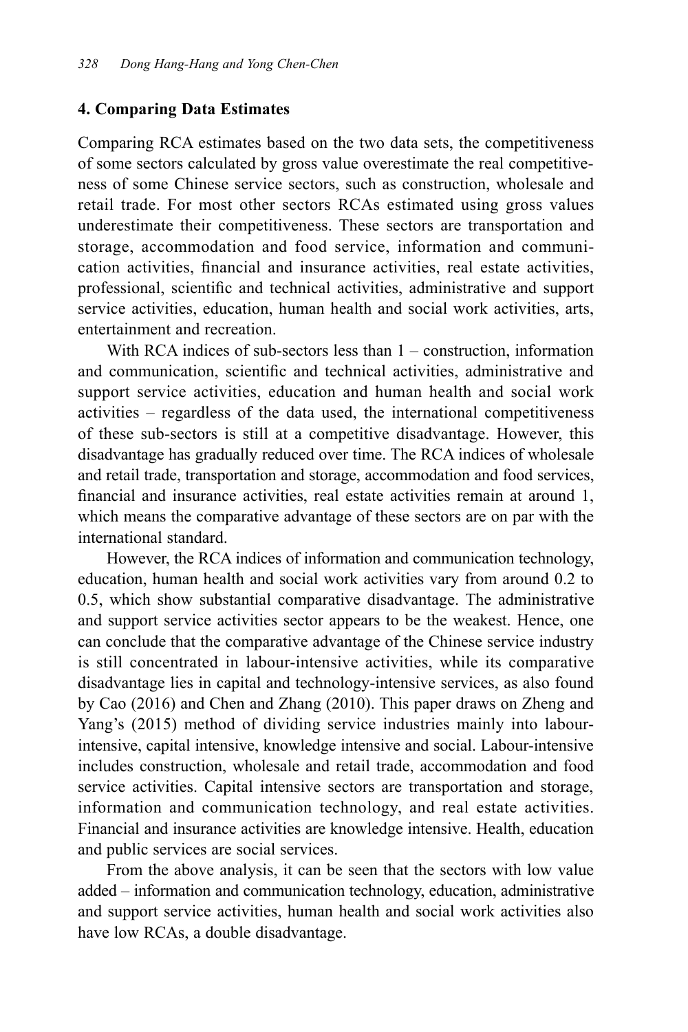### 4. Comparing Data Estimates

Comparing RCA estimates based on the two data sets, the competitiveness of some sectors calculated by gross value overestimate the real competitiveness of some Chinese service sectors, such as construction, wholesale and retail trade. For most other sectors RCAs estimated using gross values underestimate their competitiveness. These sectors are transportation and storage, accommodation and food service, information and communication activities, financial and insurance activities, real estate activities, professional, scientific and technical activities, administrative and support service activities, education, human health and social work activities, arts, entertainment and recreation.

With RCA indices of sub-sectors less than 1 – construction, information and communication, scientific and technical activities, administrative and support service activities, education and human health and social work activities – regardless of the data used, the international competitiveness of these sub-sectors is still at a competitive disadvantage. However, this disadvantage has gradually reduced over time. The RCA indices of wholesale and retail trade, transportation and storage, accommodation and food services, financial and insurance activities, real estate activities remain at around 1, which means the comparative advantage of these sectors are on par with the international standard.

However, the RCA indices of information and communication technology, education, human health and social work activities vary from around 0.2 to 0.5, which show substantial comparative disadvantage. The administrative and support service activities sector appears to be the weakest. Hence, one can conclude that the comparative advantage of the Chinese service industry is still concentrated in labour-intensive activities, while its comparative disadvantage lies in capital and technology-intensive services, as also found by Cao (2016) and Chen and Zhang (2010). This paper draws on Zheng and Yang's (2015) method of dividing service industries mainly into labour-intensive, capital intensive, knowledge intensive and social. Labour-intensive includes construction, wholesale and retail trade, accommodation and food service activities. Capital intensive sectors are transportation and storage, information and communication technology, and real estate activities. Financial and insurance activities are knowledge intensive. Health, education and public services are social services.

From the above analysis, it can be seen that the sectors with low value added – information and communication technology, education, administrative and support service activities, human health and social work activities also have low RCAs, a double disadvantage.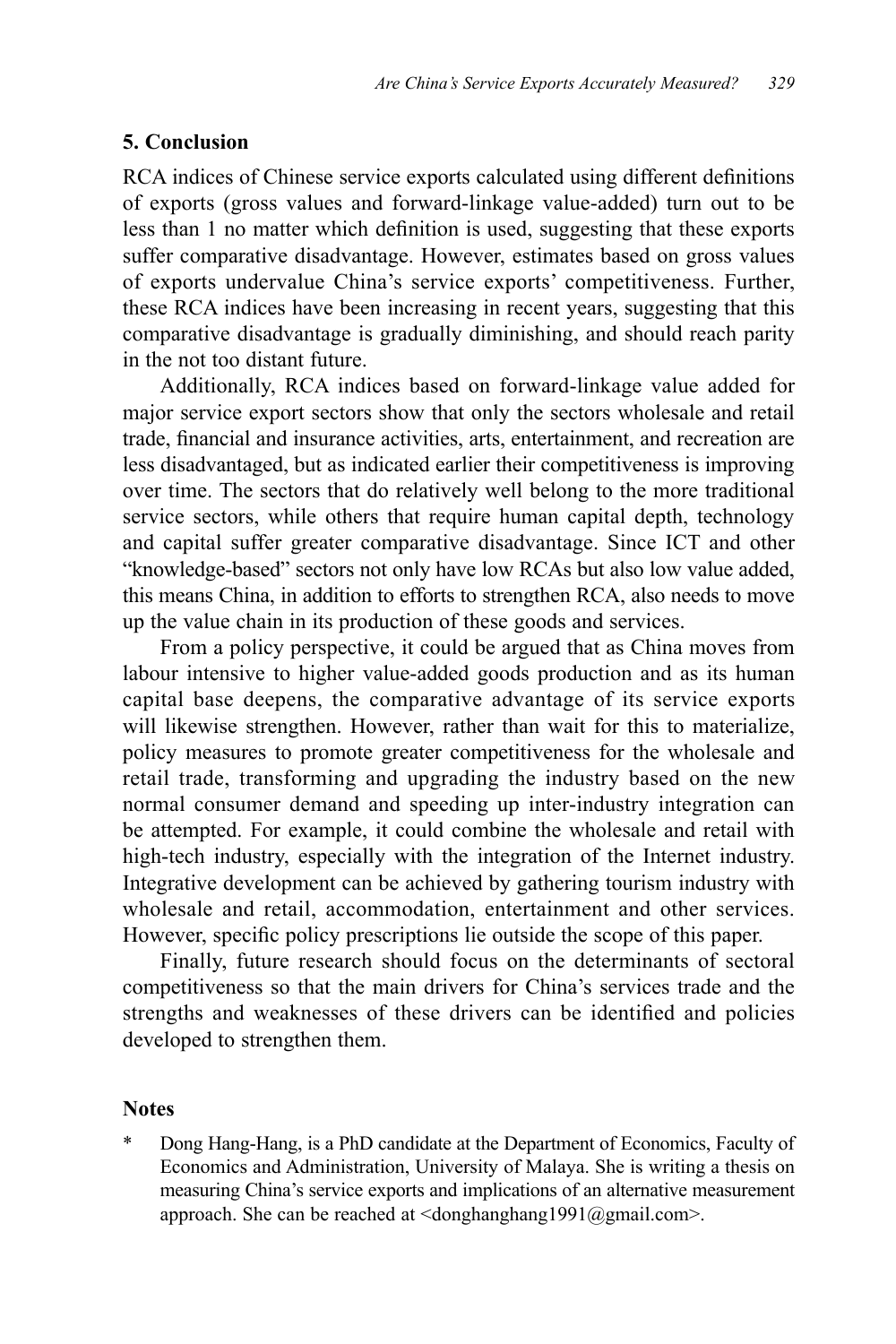## 5. Conclusion

RCA indices of Chinese service exports calculated using different definitions of exports (gross values and forward-linkage value-added) turn out to be less than 1 no matter which definition is used, suggesting that these exports suffer comparative disadvantage. However, estimates based on gross values of exports undervalue China's service exports' competitiveness. Further, these RCA indices have been increasing in recent years, suggesting that this comparative disadvantage is gradually diminishing, and should reach parity in the not too distant future.

Additionally, RCA indices based on forward-linkage value added for major service export sectors show that only the sectors wholesale and retail trade, financial and insurance activities, arts, entertainment, and recreation are less disadvantaged, but as indicated earlier their competitiveness is improving over time. The sectors that do relatively well belong to the more traditional service sectors, while others that require human capital depth, technology and capital suffer greater comparative disadvantage. Since ICT and other "knowledge-based" sectors not only have low RCAs but also low value added, this means China, in addition to efforts to strengthen RCA, also needs to move up the value chain in its production of these goods and services.

From a policy perspective, it could be argued that as China moves from labour intensive to higher value-added goods production and as its human capital base deepens, the comparative advantage of its service exports will likewise strengthen. However, rather than wait for this to materialize, policy measures to promote greater competitiveness for the wholesale and retail trade, transforming and upgrading the industry based on the new normal consumer demand and speeding up inter-industry integration can be attempted. For example, it could combine the wholesale and retail with high-tech industry, especially with the integration of the Internet industry. Integrative development can be achieved by gathering tourism industry with wholesale and retail, accommodation, entertainment and other services. However, specific policy prescriptions lie outside the scope of this paper.

Finally, future research should focus on the determinants of sectoral competitiveness so that the main drivers for China's services trade and the strengths and weaknesses of these drivers can be identified and policies developed to strengthen them.

## Notes

\* Dong Hang-Hang, is a PhD candidate at the Department of Economics, Faculty of Economics and Administration, University of Malaya. She is writing a thesis on measuring China's service exports and implications of an alternative measurement approach. She can be reached at <donghanghang1991@gmail.com>.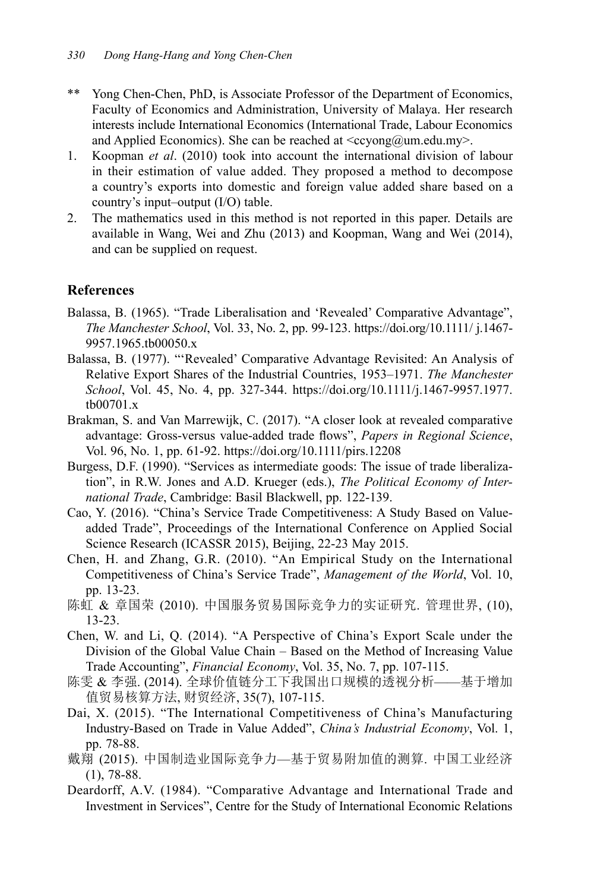** Yong Chen-Chen, PhD, is Associate Professor of the Department of Economics, Faculty of Economics and Administration, University of Malaya. Her research interests include International Economics (International Trade, Labour Economics and Applied Economics). She can be reached at <ccyong@um.edu.my>.

1. Koopman *et al*. (2010) took into account the international division of labour in their estimation of value added. They proposed a method to decompose a country's exports into domestic and foreign value added share based on a country's input–output (I/O) table.
2. The mathematics used in this method is not reported in this paper. Details are available in Wang, Wei and Zhu (2013) and Koopman, Wang and Wei (2014), and can be supplied on request.

## References

Balassa, B. (1965). "Trade Liberalisation and 'Revealed' Comparative Advantage", *The Manchester School*, Vol. 33, No. 2, pp. 99-123. https://doi.org/10.1111/ j.1467-9957.1965.tb00050.x

Balassa, B. (1977). "'Revealed' Comparative Advantage Revisited: An Analysis of Relative Export Shares of the Industrial Countries, 1953–1971. *The Manchester School*, Vol. 45, No. 4, pp. 327-344. https://doi.org/10.1111/j.1467-9957.1977.tb00701.x

Brakman, S. and Van Marrewijk, C. (2017). "A closer look at revealed comparative advantage: Gross-versus value-added trade flows", *Papers in Regional Science*, Vol. 96, No. 1, pp. 61-92. https://doi.org/10.1111/pirs.12208

Burgess, D.F. (1990). "Services as intermediate goods: The issue of trade liberalization", in R.W. Jones and A.D. Krueger (eds.), *The Political Economy of International Trade*, Cambridge: Basil Blackwell, pp. 122-139.

Cao, Y. (2016). "China's Service Trade Competitiveness: A Study Based on Value-added Trade", Proceedings of the International Conference on Applied Social Science Research (ICASSR 2015), Beijing, 22-23 May 2015.

Chen, H. and Zhang, G.R. (2010). "An Empirical Study on the International Competitiveness of China's Service Trade", *Management of the World*, Vol. 10, pp. 13-23.

陈虹 & 章国荣 (2010). 中国服务贸易国际竞争力的实证研究. 管理世界, (10), 13-23.

Chen, W. and Li, Q. (2014). "A Perspective of China's Export Scale under the Division of the Global Value Chain – Based on the Method of Increasing Value Trade Accounting", *Financial Economy*, Vol. 35, No. 7, pp. 107-115.

陈雯 & 李强. (2014). 全球价值链分工下我国出口规模的透视分析——基于增加值贸易核算方法, 财贸经济, 35(7), 107-115.

Dai, X. (2015). "The International Competitiveness of China's Manufacturing Industry-Based on Trade in Value Added", *China's Industrial Economy*, Vol. 1, pp. 78-88.

戴翔 (2015). 中国制造业国际竞争力—基于贸易附加值的测算. 中国工业经济 (1), 78-88.

Deardorff, A.V. (1984). "Comparative Advantage and International Trade and Investment in Services", Centre for the Study of International Economic Relations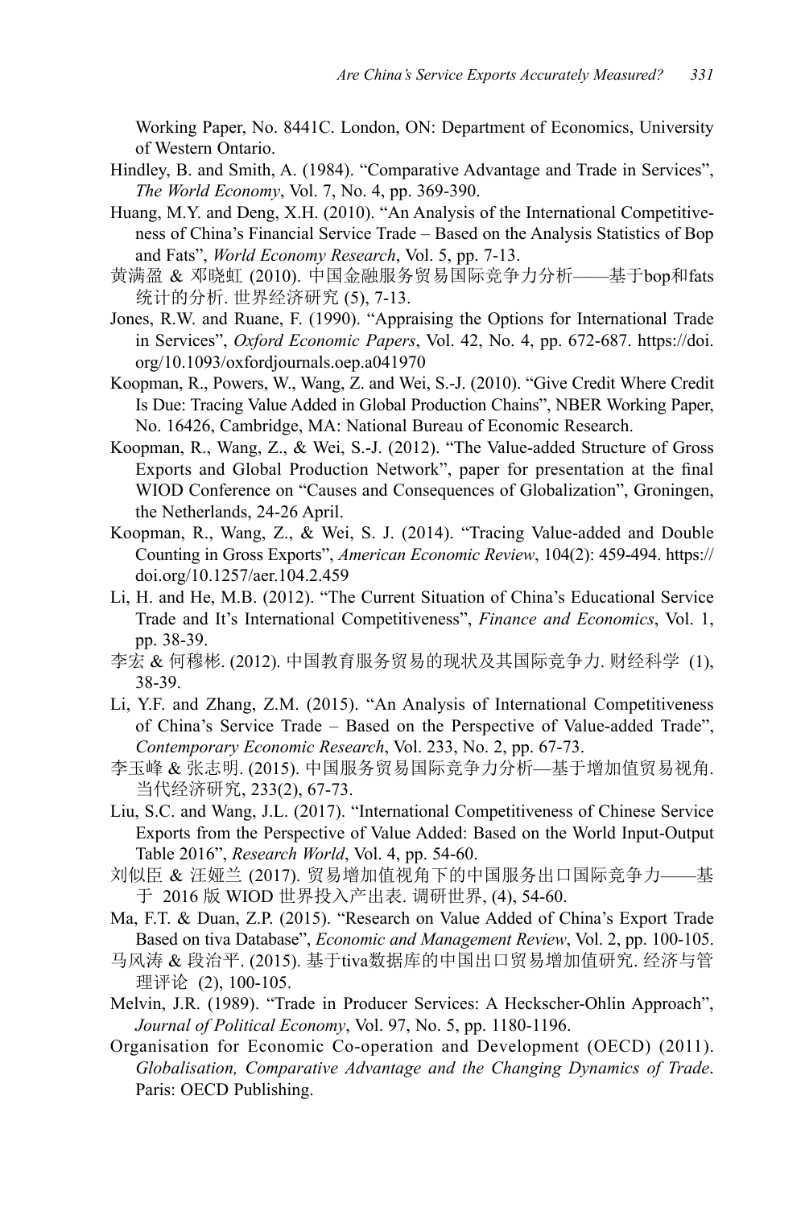Working Paper, No. 8441C. London, ON: Department of Economics, University of Western Ontario.

Hindley, B. and Smith, A. (1984). "Comparative Advantage and Trade in Services", *The World Economy*, Vol. 7, No. 4, pp. 369-390.

Huang, M.Y. and Deng, X.H. (2010). "An Analysis of the International Competitiveness of China's Financial Service Trade – Based on the Analysis Statistics of Bop and Fats", *World Economy Research*, Vol. 5, pp. 7-13.

黄满盈 & 邓晓虹 (2010). 中国金融服务贸易国际竞争力分析——基于bop和fats统计的分析. 世界经济研究 (5), 7-13.

Jones, R.W. and Ruane, F. (1990). "Appraising the Options for International Trade in Services", *Oxford Economic Papers*, Vol. 42, No. 4, pp. 672-687. https://doi.org/10.1093/oxfordjournals.oep.a041970

Koopman, R., Powers, W., Wang, Z. and Wei, S.-J. (2010). "Give Credit Where Credit Is Due: Tracing Value Added in Global Production Chains", NBER Working Paper, No. 16426, Cambridge, MA: National Bureau of Economic Research.

Koopman, R., Wang, Z., & Wei, S.-J. (2012). "The Value-added Structure of Gross Exports and Global Production Network", paper for presentation at the final WIOD Conference on "Causes and Consequences of Globalization", Groningen, the Netherlands, 24-26 April.

Koopman, R., Wang, Z., & Wei, S. J. (2014). "Tracing Value-added and Double Counting in Gross Exports", *American Economic Review*, 104(2): 459-494. https://doi.org/10.1257/aer.104.2.459

Li, H. and He, M.B. (2012). "The Current Situation of China's Educational Service Trade and It's International Competitiveness", *Finance and Economics*, Vol. 1, pp. 38-39.

李宏 & 何穆彬. (2012). 中国教育服务贸易的现状及其国际竞争力. 财经科学 (1), 38-39.

Li, Y.F. and Zhang, Z.M. (2015). "An Analysis of International Competitiveness of China's Service Trade – Based on the Perspective of Value-added Trade", *Contemporary Economic Research*, Vol. 233, No. 2, pp. 67-73.

李玉峰 & 张志明. (2015). 中国服务贸易国际竞争力分析—基于增加值贸易视角. 当代经济研究, 233(2), 67-73.

Liu, S.C. and Wang, J.L. (2017). "International Competitiveness of Chinese Service Exports from the Perspective of Value Added: Based on the World Input-Output Table 2016", *Research World*, Vol. 4, pp. 54-60.

刘似臣 & 汪娅兰 (2017). 贸易增加值视角下的中国服务出口国际竞争力——基于 2016 版 WIOD 世界投入产出表. 调研世界, (4), 54-60.

Ma, F.T. & Duan, Z.P. (2015). "Research on Value Added of China's Export Trade Based on tiva Database", *Economic and Management Review*, Vol. 2, pp. 100-105.

马风涛 & 段治平. (2015). 基于tiva数据库的中国出口贸易增加值研究. 经济与管理评论 (2), 100-105.

Melvin, J.R. (1989). "Trade in Producer Services: A Heckscher-Ohlin Approach", *Journal of Political Economy*, Vol. 97, No. 5, pp. 1180-1196.

Organisation for Economic Co-operation and Development (OECD) (2011). *Globalisation, Comparative Advantage and the Changing Dynamics of Trade*. Paris: OECD Publishing.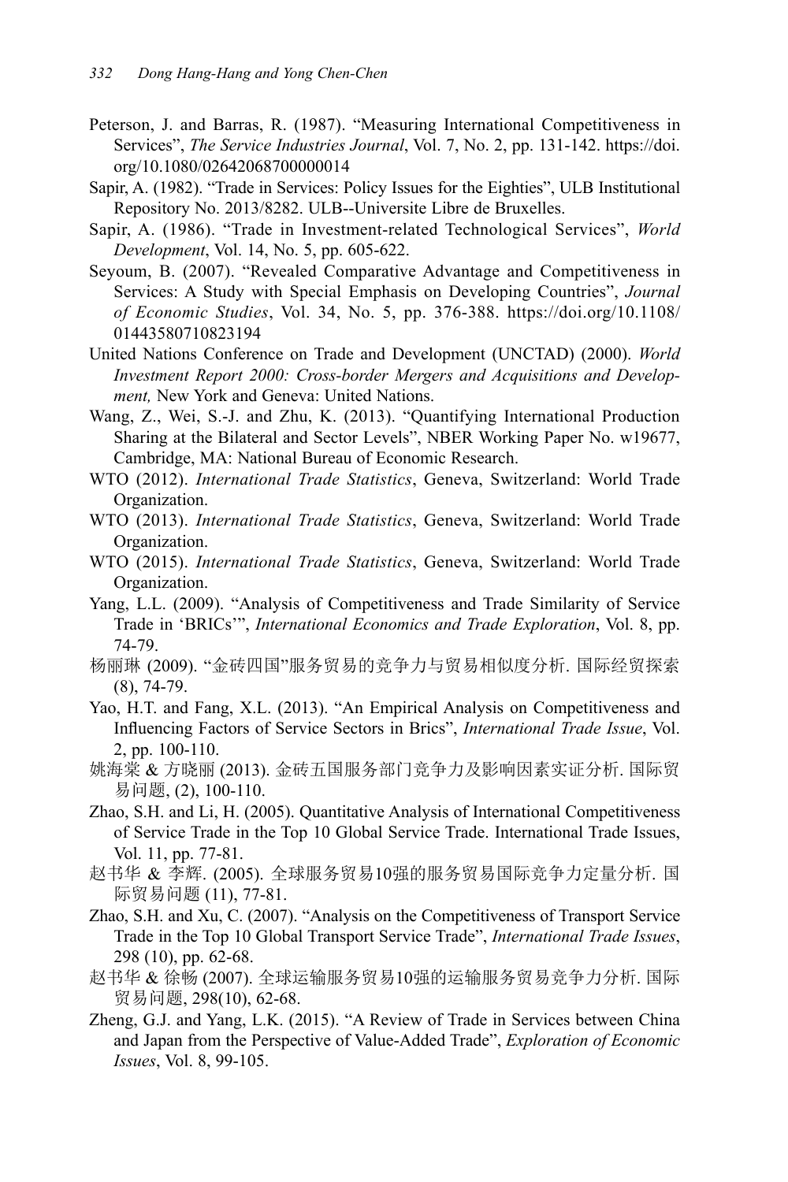Peterson, J. and Barras, R. (1987). "Measuring International Competitiveness in Services", *The Service Industries Journal*, Vol. 7, No. 2, pp. 131-142. https://doi.org/10.1080/02642068700000014

Sapir, A. (1982). "Trade in Services: Policy Issues for the Eighties", ULB Institutional Repository No. 2013/8282. ULB--Universite Libre de Bruxelles.

Sapir, A. (1986). "Trade in Investment-related Technological Services", *World Development*, Vol. 14, No. 5, pp. 605-622.

Seyoum, B. (2007). "Revealed Comparative Advantage and Competitiveness in Services: A Study with Special Emphasis on Developing Countries", *Journal of Economic Studies*, Vol. 34, No. 5, pp. 376-388. https://doi.org/10.1108/01443580710823194

United Nations Conference on Trade and Development (UNCTAD) (2000). *World Investment Report 2000: Cross-border Mergers and Acquisitions and Development,* New York and Geneva: United Nations.

Wang, Z., Wei, S.-J. and Zhu, K. (2013). "Quantifying International Production Sharing at the Bilateral and Sector Levels", NBER Working Paper No. w19677, Cambridge, MA: National Bureau of Economic Research.

WTO (2012). *International Trade Statistics*, Geneva, Switzerland: World Trade Organization.

WTO (2013). *International Trade Statistics*, Geneva, Switzerland: World Trade Organization.

WTO (2015). *International Trade Statistics*, Geneva, Switzerland: World Trade Organization.

Yang, L.L. (2009). "Analysis of Competitiveness and Trade Similarity of Service Trade in 'BRICs'", *International Economics and Trade Exploration*, Vol. 8, pp. 74-79.

杨丽琳 (2009). "金砖四国"服务贸易的竞争力与贸易相似度分析. 国际经贸探索 (8), 74-79.

Yao, H.T. and Fang, X.L. (2013). "An Empirical Analysis on Competitiveness and Influencing Factors of Service Sectors in Brics", *International Trade Issue*, Vol. 2, pp. 100-110.

姚海棠 & 方晓丽 (2013). 金砖五国服务部门竞争力及影响因素实证分析. 国际贸易问题, (2), 100-110.

Zhao, S.H. and Li, H. (2005). Quantitative Analysis of International Competitiveness of Service Trade in the Top 10 Global Service Trade. International Trade Issues, Vol. 11, pp. 77-81.

赵书华 & 李辉. (2005). 全球服务贸易10强的服务贸易国际竞争力定量分析. 国际贸易问题 (11), 77-81.

Zhao, S.H. and Xu, C. (2007). "Analysis on the Competitiveness of Transport Service Trade in the Top 10 Global Transport Service Trade", *International Trade Issues*, 298 (10), pp. 62-68.

赵书华 & 徐畅 (2007). 全球运输服务贸易10强的运输服务贸易竞争力分析. 国际贸易问题, 298(10), 62-68.

Zheng, G.J. and Yang, L.K. (2015). "A Review of Trade in Services between China and Japan from the Perspective of Value-Added Trade", *Exploration of Economic Issues*, Vol. 8, 99-105.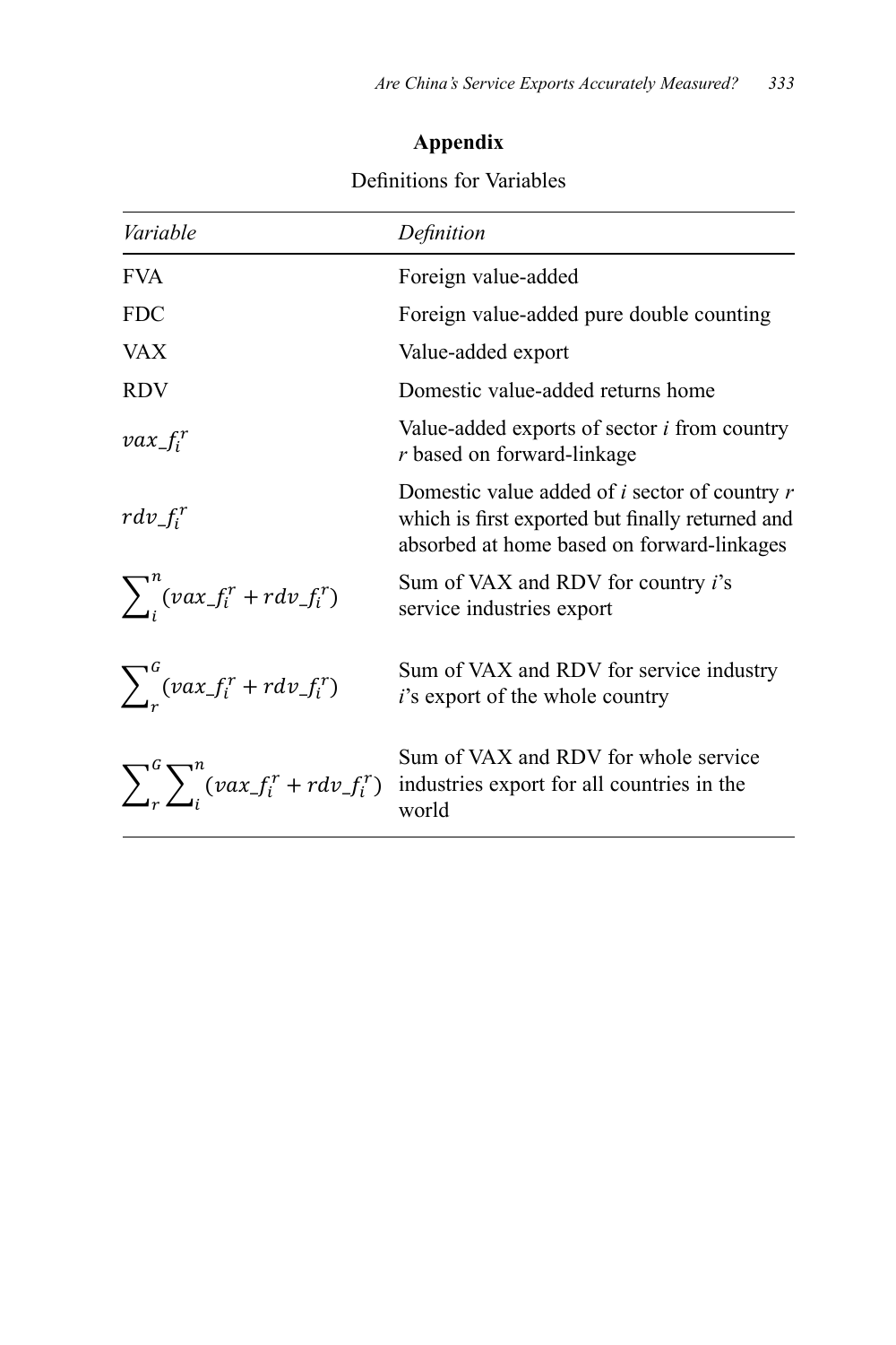## Appendix

Definitions for Variables

| *Variable* | *Definition* |
|---|---|
| FVA | Foreign value-added |
| FDC | Foreign value-added pure double counting |
| VAX | Value-added export |
| RDV | Domestic value-added returns home |
| $vax\_f_i^r$ | Value-added exports of sector *i* from country *r* based on forward-linkage |
| $rdv\_f_i^r$ | Domestic value added of *i* sector of country *r* which is first exported but finally returned and absorbed at home based on forward-linkages |
| $\sum_i^n (vax\_f_i^r + rdv\_f_i^r)$ | Sum of VAX and RDV for country *i*'s service industries export |
| $\sum_r^G (vax\_f_i^r + rdv\_f_i^r)$ | Sum of VAX and RDV for service industry *i*'s export of the whole country |
| $\sum_r^G \sum_i^n (vax\_f_i^r + rdv\_f_i^r)$ | Sum of VAX and RDV for whole service industries export for all countries in the world |